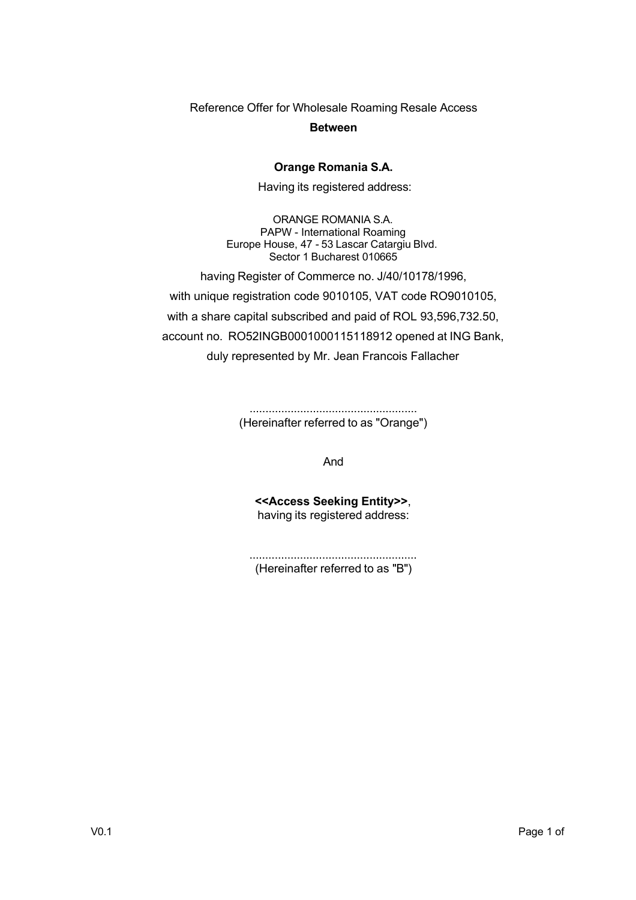Reference Offer for Wholesale Roaming Resale Access

**Between**

**Orange Romania S.A.**

Having its registered address:

ORANGE ROMANIA S.A.
PAPW - International Roaming
Europe House, 47 - 53 Lascar Catargiu Blvd.
Sector 1 Bucharest 010665

having Register of Commerce no. J/40/10178/1996,
with unique registration code 9010105, VAT code RO9010105,
with a share capital subscribed and paid of ROL 93,596,732.50,
account no. RO52INGB0001000115118912 opened at ING Bank,
duly represented by Mr. Jean Francois Fallacher

.....................................................
(Hereinafter referred to as "Orange")

And

**<<Access Seeking Entity>>**,
having its registered address:

.....................................................
(Hereinafter referred to as "B")

V0.1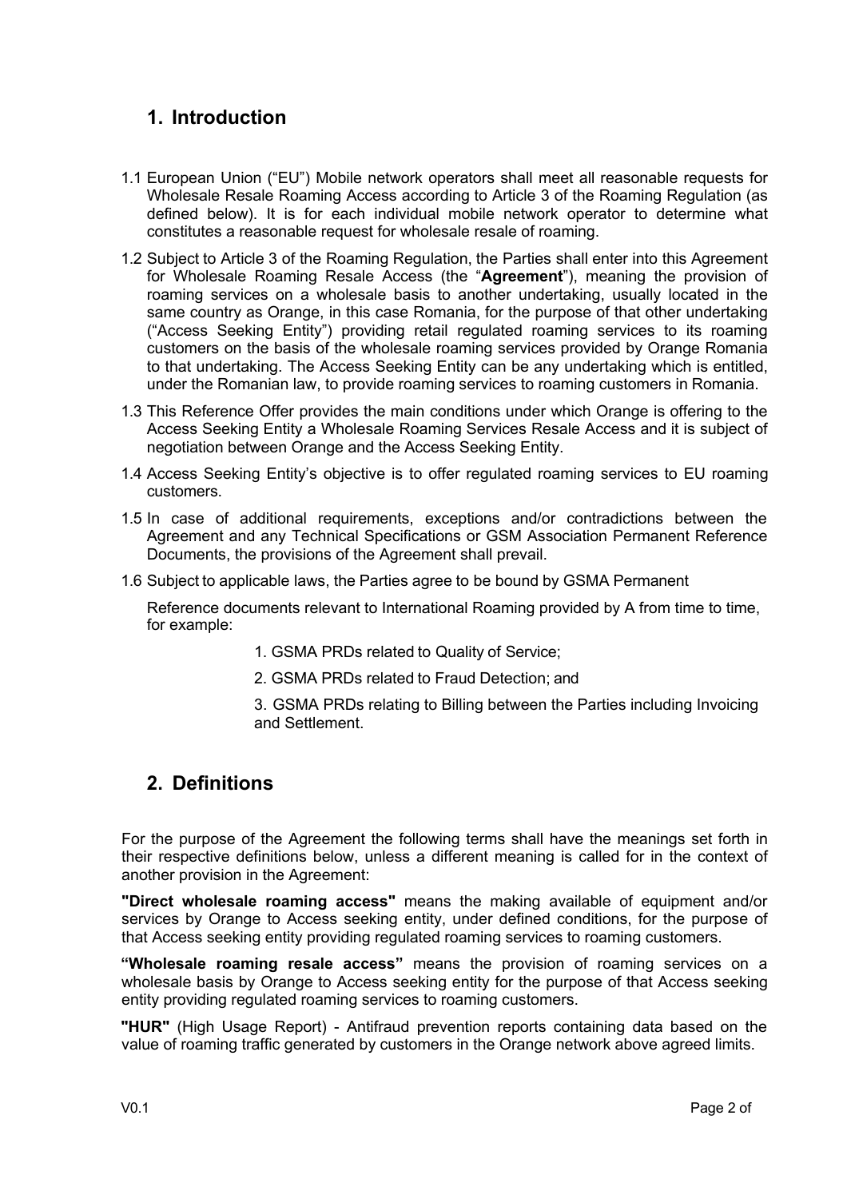## 1. Introduction

1.1 European Union ("EU") Mobile network operators shall meet all reasonable requests for Wholesale Resale Roaming Access according to Article 3 of the Roaming Regulation (as defined below). It is for each individual mobile network operator to determine what constitutes a reasonable request for wholesale resale of roaming.

1.2 Subject to Article 3 of the Roaming Regulation, the Parties shall enter into this Agreement for Wholesale Roaming Resale Access (the "**Agreement**"), meaning the provision of roaming services on a wholesale basis to another undertaking, usually located in the same country as Orange, in this case Romania, for the purpose of that other undertaking ("Access Seeking Entity") providing retail regulated roaming services to its roaming customers on the basis of the wholesale roaming services provided by Orange Romania to that undertaking. The Access Seeking Entity can be any undertaking which is entitled, under the Romanian law, to provide roaming services to roaming customers in Romania.

1.3 This Reference Offer provides the main conditions under which Orange is offering to the Access Seeking Entity a Wholesale Roaming Services Resale Access and it is subject of negotiation between Orange and the Access Seeking Entity.

1.4 Access Seeking Entity's objective is to offer regulated roaming services to EU roaming customers.

1.5 In case of additional requirements, exceptions and/or contradictions between the Agreement and any Technical Specifications or GSM Association Permanent Reference Documents, the provisions of the Agreement shall prevail.

1.6 Subject to applicable laws, the Parties agree to be bound by GSMA Permanent

Reference documents relevant to International Roaming provided by A from time to time, for example:

1. GSMA PRDs related to Quality of Service;
2. GSMA PRDs related to Fraud Detection; and
3. GSMA PRDs relating to Billing between the Parties including Invoicing and Settlement.

## 2. Definitions

For the purpose of the Agreement the following terms shall have the meanings set forth in their respective definitions below, unless a different meaning is called for in the context of another provision in the Agreement:

**"Direct wholesale roaming access"** means the making available of equipment and/or services by Orange to Access seeking entity, under defined conditions, for the purpose of that Access seeking entity providing regulated roaming services to roaming customers.

**"Wholesale roaming resale access"** means the provision of roaming services on a wholesale basis by Orange to Access seeking entity for the purpose of that Access seeking entity providing regulated roaming services to roaming customers.

**"HUR"** (High Usage Report) - Antifraud prevention reports containing data based on the value of roaming traffic generated by customers in the Orange network above agreed limits.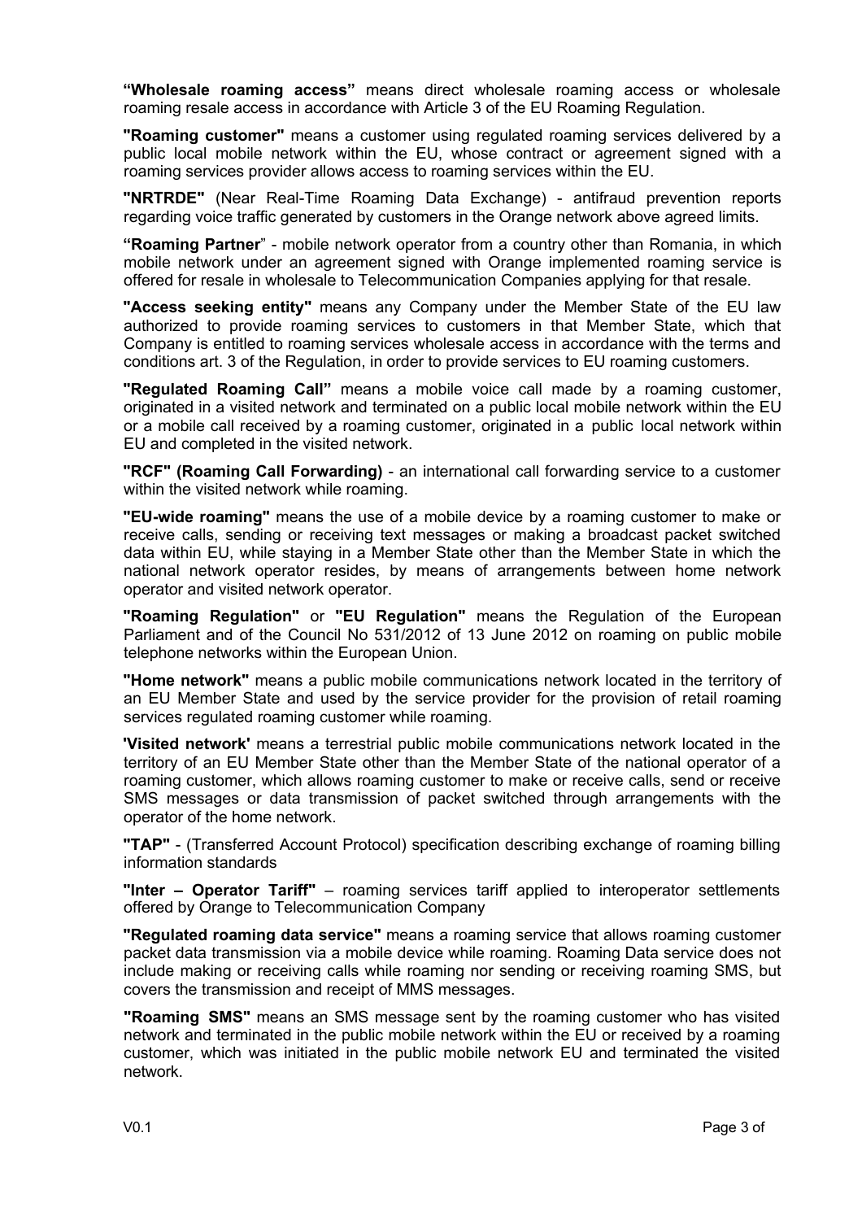**"Wholesale roaming access"** means direct wholesale roaming access or wholesale roaming resale access in accordance with Article 3 of the EU Roaming Regulation.

**"Roaming customer"** means a customer using regulated roaming services delivered by a public local mobile network within the EU, whose contract or agreement signed with a roaming services provider allows access to roaming services within the EU.

**"NRTRDE"** (Near Real-Time Roaming Data Exchange) - antifraud prevention reports regarding voice traffic generated by customers in the Orange network above agreed limits.

**"Roaming Partner**" - mobile network operator from a country other than Romania, in which mobile network under an agreement signed with Orange implemented roaming service is offered for resale in wholesale to Telecommunication Companies applying for that resale.

**"Access seeking entity"** means any Company under the Member State of the EU law authorized to provide roaming services to customers in that Member State, which that Company is entitled to roaming services wholesale access in accordance with the terms and conditions art. 3 of the Regulation, in order to provide services to EU roaming customers.

**"Regulated Roaming Call"** means a mobile voice call made by a roaming customer, originated in a visited network and terminated on a public local mobile network within the EU or a mobile call received by a roaming customer, originated in a public local network within EU and completed in the visited network.

**"RCF" (Roaming Call Forwarding)** - an international call forwarding service to a customer within the visited network while roaming.

**"EU-wide roaming"** means the use of a mobile device by a roaming customer to make or receive calls, sending or receiving text messages or making a broadcast packet switched data within EU, while staying in a Member State other than the Member State in which the national network operator resides, by means of arrangements between home network operator and visited network operator.

**"Roaming Regulation"** or **"EU Regulation"** means the Regulation of the European Parliament and of the Council No 531/2012 of 13 June 2012 on roaming on public mobile telephone networks within the European Union.

**"Home network"** means a public mobile communications network located in the territory of an EU Member State and used by the service provider for the provision of retail roaming services regulated roaming customer while roaming.

**'Visited network'** means a terrestrial public mobile communications network located in the territory of an EU Member State other than the Member State of the national operator of a roaming customer, which allows roaming customer to make or receive calls, send or receive SMS messages or data transmission of packet switched through arrangements with the operator of the home network.

**"TAP"** - (Transferred Account Protocol) specification describing exchange of roaming billing information standards

**"Inter – Operator Tariff"** – roaming services tariff applied to interoperator settlements offered by Orange to Telecommunication Company

**"Regulated roaming data service"** means a roaming service that allows roaming customer packet data transmission via a mobile device while roaming. Roaming Data service does not include making or receiving calls while roaming nor sending or receiving roaming SMS, but covers the transmission and receipt of MMS messages.

**"Roaming SMS"** means an SMS message sent by the roaming customer who has visited network and terminated in the public mobile network within the EU or received by a roaming customer, which was initiated in the public mobile network EU and terminated the visited network.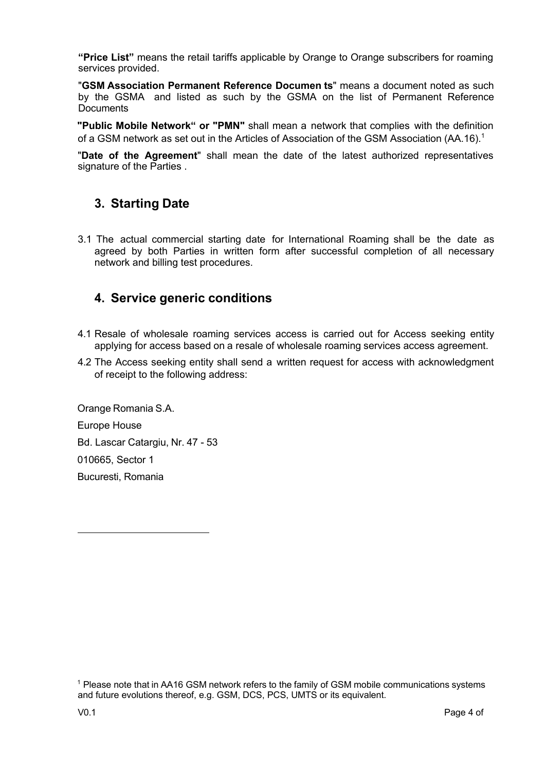**"Price List"** means the retail tariffs applicable by Orange to Orange subscribers for roaming services provided.

"**GSM Association Permanent Reference Documen ts**" means a document noted as such by the GSMA and listed as such by the GSMA on the list of Permanent Reference Documents

**"Public Mobile Network" or "PMN"** shall mean a network that complies with the definition of a GSM network as set out in the Articles of Association of the GSM Association (AA.16).[1]

"**Date of the Agreement**" shall mean the date of the latest authorized representatives signature of the Parties .

## 3. Starting Date

3.1 The actual commercial starting date for International Roaming shall be the date as agreed by both Parties in written form after successful completion of all necessary network and billing test procedures.

## 4. Service generic conditions

4.1 Resale of wholesale roaming services access is carried out for Access seeking entity applying for access based on a resale of wholesale roaming services access agreement.

4.2 The Access seeking entity shall send a written request for access with acknowledgment of receipt to the following address:

Orange Romania S.A.

Europe House

Bd. Lascar Catargiu, Nr. 47 - 53

010665, Sector 1

Bucuresti, Romania

---

[1] Please note that in AA16 GSM network refers to the family of GSM mobile communications systems and future evolutions thereof, e.g. GSM, DCS, PCS, UMTS or its equivalent.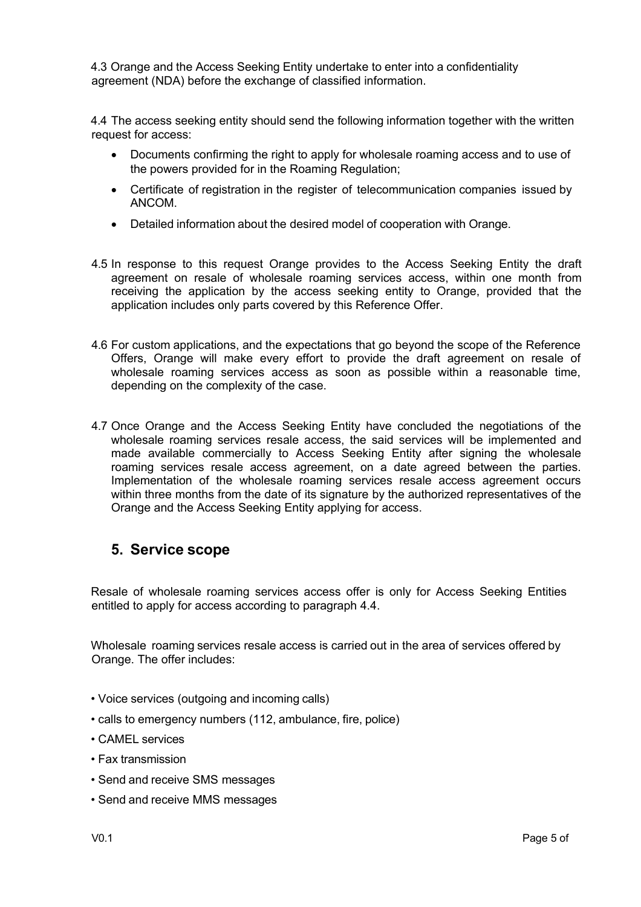4.3 Orange and the Access Seeking Entity undertake to enter into a confidentiality agreement (NDA) before the exchange of classified information.

4.4 The access seeking entity should send the following information together with the written request for access:

- Documents confirming the right to apply for wholesale roaming access and to use of the powers provided for in the Roaming Regulation;
- Certificate of registration in the register of telecommunication companies issued by ANCOM.
- Detailed information about the desired model of cooperation with Orange.

4.5 In response to this request Orange provides to the Access Seeking Entity the draft agreement on resale of wholesale roaming services access, within one month from receiving the application by the access seeking entity to Orange, provided that the application includes only parts covered by this Reference Offer.

4.6 For custom applications, and the expectations that go beyond the scope of the Reference Offers, Orange will make every effort to provide the draft agreement on resale of wholesale roaming services access as soon as possible within a reasonable time, depending on the complexity of the case.

4.7 Once Orange and the Access Seeking Entity have concluded the negotiations of the wholesale roaming services resale access, the said services will be implemented and made available commercially to Access Seeking Entity after signing the wholesale roaming services resale access agreement, on a date agreed between the parties. Implementation of the wholesale roaming services resale access agreement occurs within three months from the date of its signature by the authorized representatives of the Orange and the Access Seeking Entity applying for access.

## 5. Service scope

Resale of wholesale roaming services access offer is only for Access Seeking Entities entitled to apply for access according to paragraph 4.4.

Wholesale roaming services resale access is carried out in the area of services offered by Orange. The offer includes:

- Voice services (outgoing and incoming calls)
- calls to emergency numbers (112, ambulance, fire, police)
- CAMEL services
- Fax transmission
- Send and receive SMS messages
- Send and receive MMS messages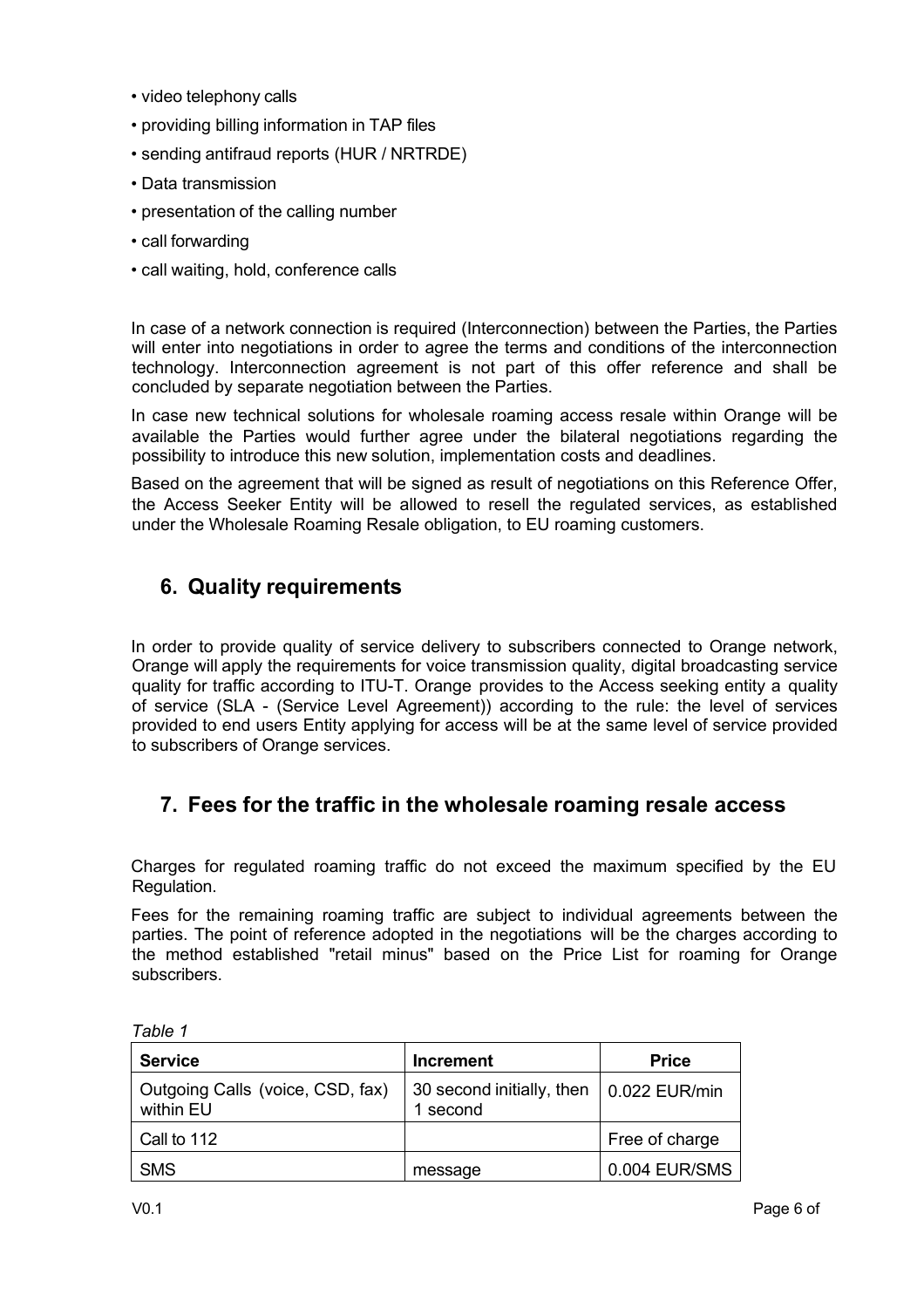- video telephony calls
- providing billing information in TAP files
- sending antifraud reports (HUR / NRTRDE)
- Data transmission
- presentation of the calling number
- call forwarding
- call waiting, hold, conference calls

In case of a network connection is required (Interconnection) between the Parties, the Parties will enter into negotiations in order to agree the terms and conditions of the interconnection technology. Interconnection agreement is not part of this offer reference and shall be concluded by separate negotiation between the Parties.

In case new technical solutions for wholesale roaming access resale within Orange will be available the Parties would further agree under the bilateral negotiations regarding the possibility to introduce this new solution, implementation costs and deadlines.

Based on the agreement that will be signed as result of negotiations on this Reference Offer, the Access Seeker Entity will be allowed to resell the regulated services, as established under the Wholesale Roaming Resale obligation, to EU roaming customers.

## 6. Quality requirements

In order to provide quality of service delivery to subscribers connected to Orange network, Orange will apply the requirements for voice transmission quality, digital broadcasting service quality for traffic according to ITU-T. Orange provides to the Access seeking entity a quality of service (SLA - (Service Level Agreement)) according to the rule: the level of services provided to end users Entity applying for access will be at the same level of service provided to subscribers of Orange services.

## 7. Fees for the traffic in the wholesale roaming resale access

Charges for regulated roaming traffic do not exceed the maximum specified by the EU Regulation.

Fees for the remaining roaming traffic are subject to individual agreements between the parties. The point of reference adopted in the negotiations will be the charges according to the method established "retail minus" based on the Price List for roaming for Orange subscribers.

*Table 1*

| Service | Increment | Price |
|---|---|---|
| Outgoing Calls (voice, CSD, fax) within EU | 30 second initially, then 1 second | 0.022 EUR/min |
| Call to 112 | | Free of charge |
| SMS | message | 0.004 EUR/SMS |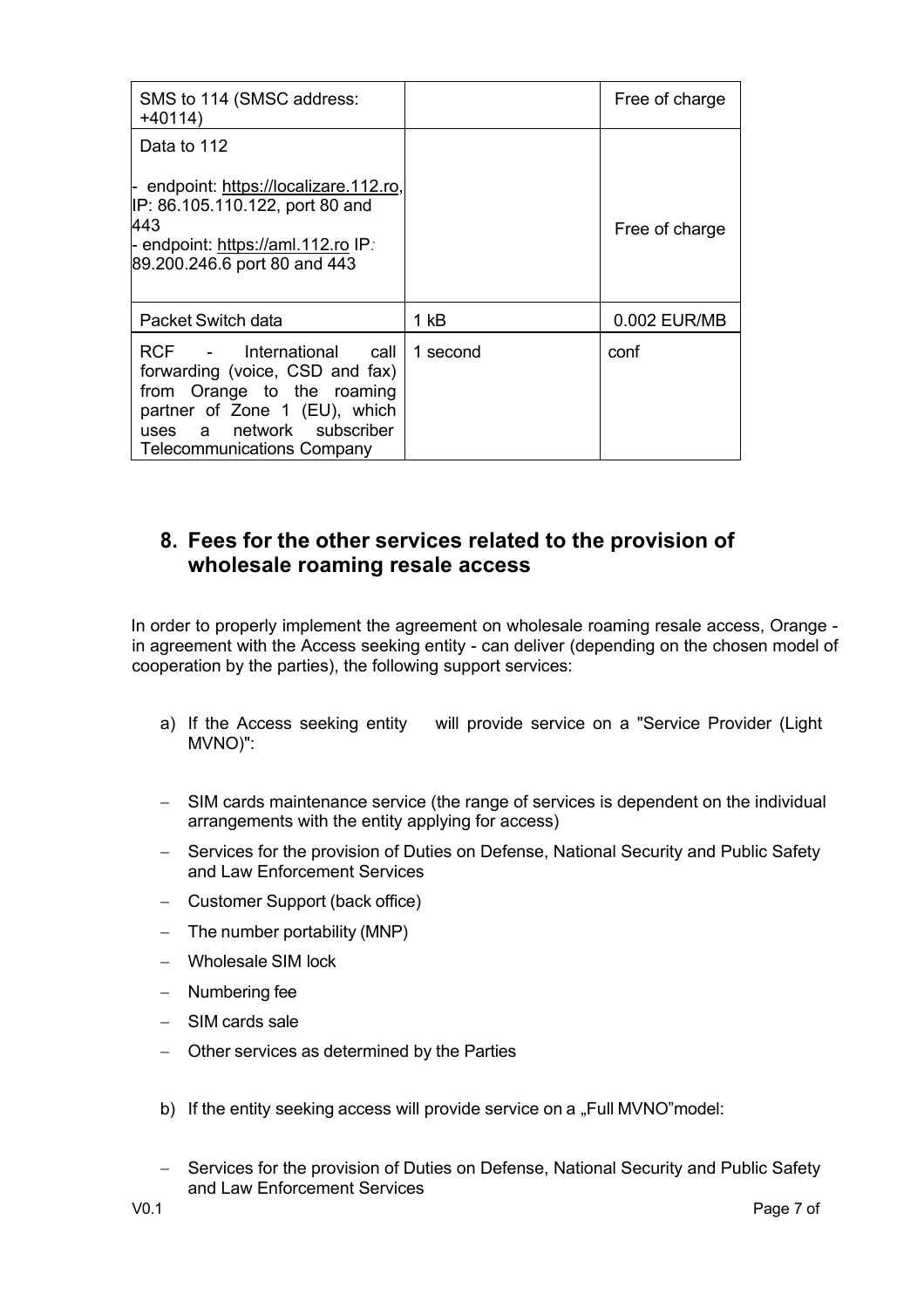| SMS to 114 (SMSC address: +40114) | | Free of charge |
| --- | --- | --- |
| Data to 112<br><br>- endpoint: https://localizare.112.ro, IP: 86.105.110.122, port 80 and 443<br>- endpoint: https://aml.112.ro IP: 89.200.246.6 port 80 and 443 | | Free of charge |
| Packet Switch data | 1 kB | 0.002 EUR/MB |
| RCF - International call forwarding (voice, CSD and fax) from Orange to the roaming partner of Zone 1 (EU), which uses a network subscriber Telecommunications Company | 1 second | conf |

## 8. Fees for the other services related to the provision of wholesale roaming resale access

In order to properly implement the agreement on wholesale roaming resale access, Orange - in agreement with the Access seeking entity - can deliver (depending on the chosen model of cooperation by the parties), the following support services:

a) If the Access seeking entity will provide service on a "Service Provider (Light MVNO)":

- SIM cards maintenance service (the range of services is dependent on the individual arrangements with the entity applying for access)
- Services for the provision of Duties on Defense, National Security and Public Safety and Law Enforcement Services
- Customer Support (back office)
- The number portability (MNP)
- Wholesale SIM lock
- Numbering fee
- SIM cards sale
- Other services as determined by the Parties

b) If the entity seeking access will provide service on a „Full MVNO"model:

- Services for the provision of Duties on Defense, National Security and Public Safety and Law Enforcement Services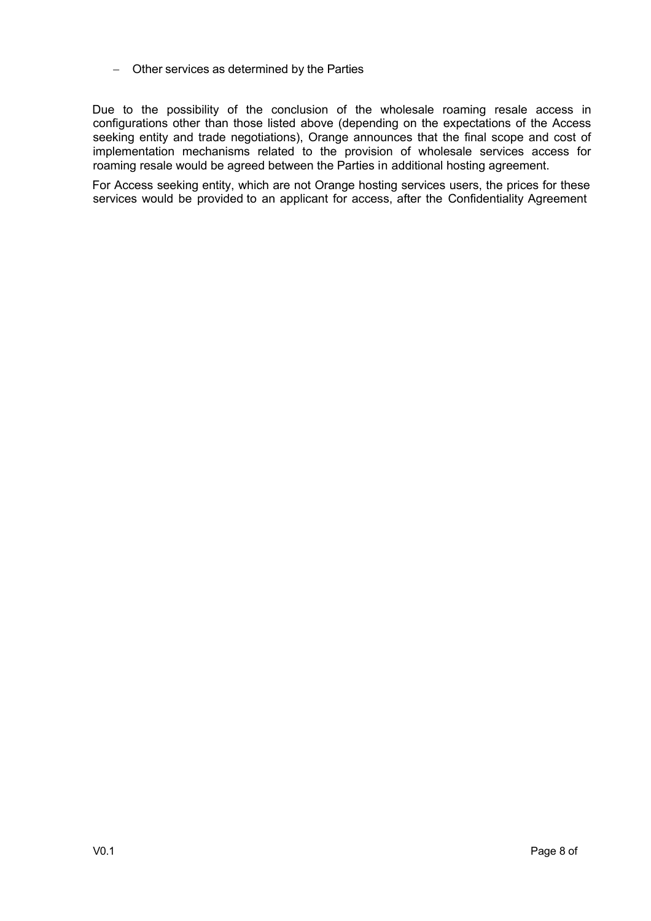- Other services as determined by the Parties

Due to the possibility of the conclusion of the wholesale roaming resale access in configurations other than those listed above (depending on the expectations of the Access seeking entity and trade negotiations), Orange announces that the final scope and cost of implementation mechanisms related to the provision of wholesale services access for roaming resale would be agreed between the Parties in additional hosting agreement.

For Access seeking entity, which are not Orange hosting services users, the prices for these services would be provided to an applicant for access, after the Confidentiality Agreement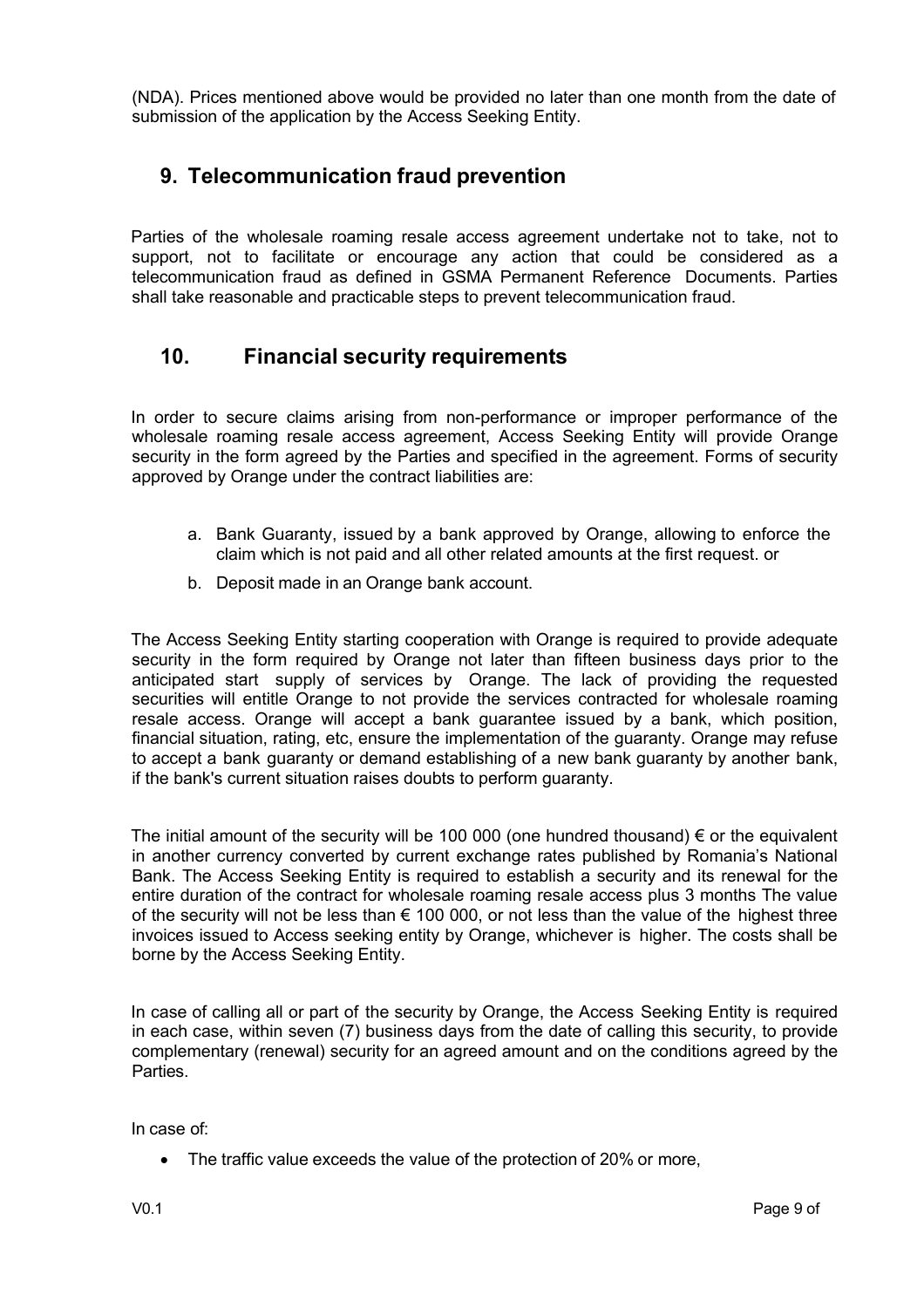(NDA). Prices mentioned above would be provided no later than one month from the date of submission of the application by the Access Seeking Entity.

## 9. Telecommunication fraud prevention

Parties of the wholesale roaming resale access agreement undertake not to take, not to support, not to facilitate or encourage any action that could be considered as a telecommunication fraud as defined in GSMA Permanent Reference Documents. Parties shall take reasonable and practicable steps to prevent telecommunication fraud.

## 10. Financial security requirements

In order to secure claims arising from non-performance or improper performance of the wholesale roaming resale access agreement, Access Seeking Entity will provide Orange security in the form agreed by the Parties and specified in the agreement. Forms of security approved by Orange under the contract liabilities are:

a. Bank Guaranty, issued by a bank approved by Orange, allowing to enforce the claim which is not paid and all other related amounts at the first request. or
b. Deposit made in an Orange bank account.

The Access Seeking Entity starting cooperation with Orange is required to provide adequate security in the form required by Orange not later than fifteen business days prior to the anticipated start supply of services by Orange. The lack of providing the requested securities will entitle Orange to not provide the services contracted for wholesale roaming resale access. Orange will accept a bank guarantee issued by a bank, which position, financial situation, rating, etc, ensure the implementation of the guaranty. Orange may refuse to accept a bank guaranty or demand establishing of a new bank guaranty by another bank, if the bank's current situation raises doubts to perform guaranty.

The initial amount of the security will be 100 000 (one hundred thousand) € or the equivalent in another currency converted by current exchange rates published by Romania's National Bank. The Access Seeking Entity is required to establish a security and its renewal for the entire duration of the contract for wholesale roaming resale access plus 3 months The value of the security will not be less than € 100 000, or not less than the value of the highest three invoices issued to Access seeking entity by Orange, whichever is higher. The costs shall be borne by the Access Seeking Entity.

In case of calling all or part of the security by Orange, the Access Seeking Entity is required in each case, within seven (7) business days from the date of calling this security, to provide complementary (renewal) security for an agreed amount and on the conditions agreed by the Parties.

In case of:

- The traffic value exceeds the value of the protection of 20% or more,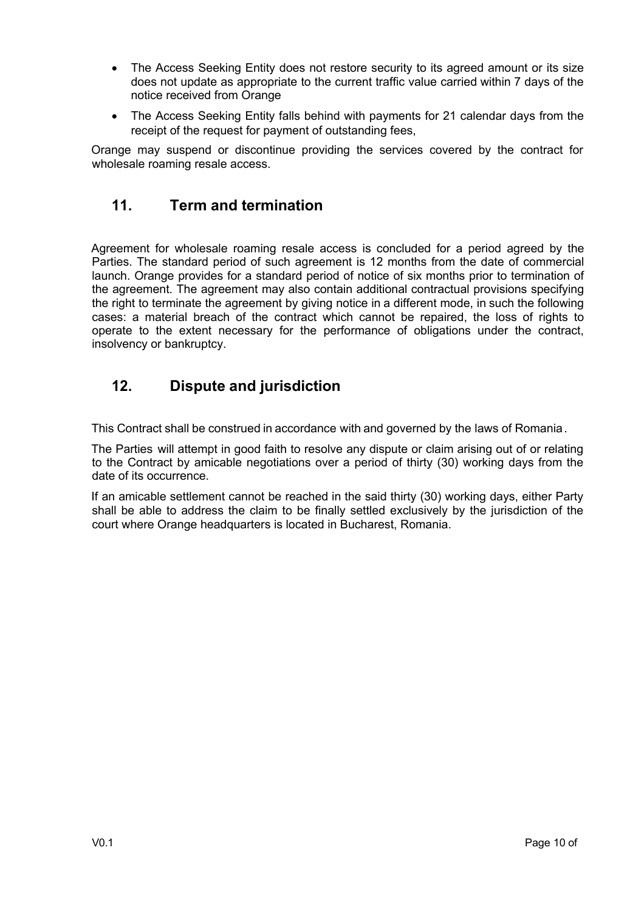- The Access Seeking Entity does not restore security to its agreed amount or its size does not update as appropriate to the current traffic value carried within 7 days of the notice received from Orange
- The Access Seeking Entity falls behind with payments for 21 calendar days from the receipt of the request for payment of outstanding fees,

Orange may suspend or discontinue providing the services covered by the contract for wholesale roaming resale access.

## 11. Term and termination

Agreement for wholesale roaming resale access is concluded for a period agreed by the Parties. The standard period of such agreement is 12 months from the date of commercial launch. Orange provides for a standard period of notice of six months prior to termination of the agreement. The agreement may also contain additional contractual provisions specifying the right to terminate the agreement by giving notice in a different mode, in such the following cases: a material breach of the contract which cannot be repaired, the loss of rights to operate to the extent necessary for the performance of obligations under the contract, insolvency or bankruptcy.

## 12. Dispute and jurisdiction

This Contract shall be construed in accordance with and governed by the laws of Romania.

The Parties will attempt in good faith to resolve any dispute or claim arising out of or relating to the Contract by amicable negotiations over a period of thirty (30) working days from the date of its occurrence.

If an amicable settlement cannot be reached in the said thirty (30) working days, either Party shall be able to address the claim to be finally settled exclusively by the jurisdiction of the court where Orange headquarters is located in Bucharest, Romania.